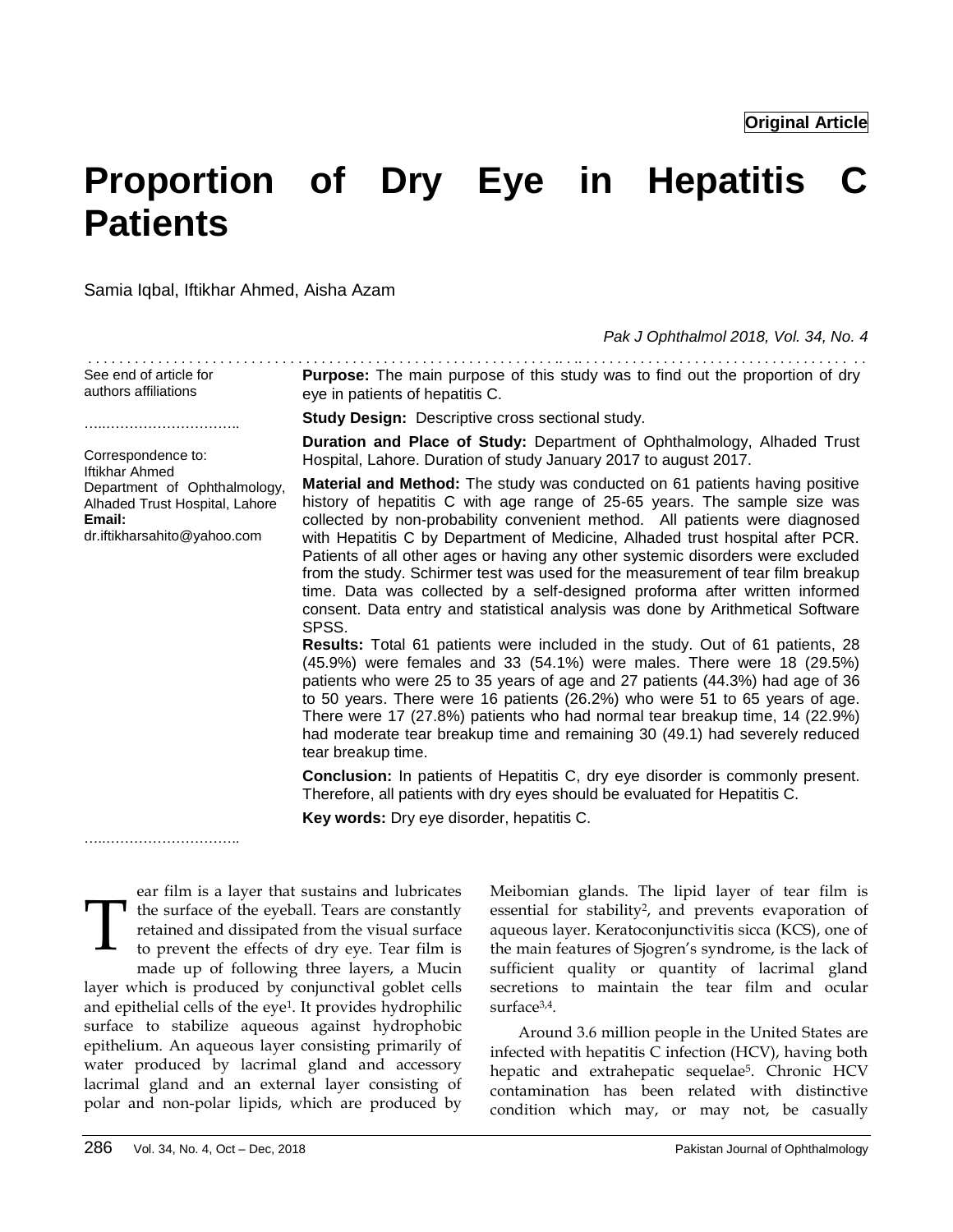**Original Article**

# Proportion of Dry Eye in Hepatitis C Patients

Samia Iqbal, Iftikhar Ahmed, Aisha Azam

*Pak J Ophthalmol 2018, Vol. 34, No. 4*

See end of article for authors affiliations

Correspondence to:
Iftikhar Ahmed
Department of Ophthalmology, Alhaded Trust Hospital, Lahore
**Email:**
dr.iftikharsahito@yahoo.com

**Purpose:** The main purpose of this study was to find out the proportion of dry eye in patients of hepatitis C.

**Study Design:** Descriptive cross sectional study.

**Duration and Place of Study:** Department of Ophthalmology, Alhaded Trust Hospital, Lahore. Duration of study January 2017 to august 2017.

**Material and Method:** The study was conducted on 61 patients having positive history of hepatitis C with age range of 25-65 years. The sample size was collected by non-probability convenient method. All patients were diagnosed with Hepatitis C by Department of Medicine, Alhaded trust hospital after PCR. Patients of all other ages or having any other systemic disorders were excluded from the study. Schirmer test was used for the measurement of tear film breakup time. Data was collected by a self-designed proforma after written informed consent. Data entry and statistical analysis was done by Arithmetical Software SPSS.

**Results:** Total 61 patients were included in the study. Out of 61 patients, 28 (45.9%) were females and 33 (54.1%) were males. There were 18 (29.5%) patients who were 25 to 35 years of age and 27 patients (44.3%) had age of 36 to 50 years. There were 16 patients (26.2%) who were 51 to 65 years of age. There were 17 (27.8%) patients who had normal tear breakup time, 14 (22.9%) had moderate tear breakup time and remaining 30 (49.1) had severely reduced tear breakup time.

**Conclusion:** In patients of Hepatitis C, dry eye disorder is commonly present. Therefore, all patients with dry eyes should be evaluated for Hepatitis C.

**Key words:** Dry eye disorder, hepatitis C.

Tear film is a layer that sustains and lubricates the surface of the eyeball. Tears are constantly retained and dissipated from the visual surface to prevent the effects of dry eye. Tear film is made up of following three layers, a Mucin layer which is produced by conjunctival goblet cells and epithelial cells of the eye[1]. It provides hydrophilic surface to stabilize aqueous against hydrophobic epithelium. An aqueous layer consisting primarily of water produced by lacrimal gland and accessory lacrimal gland and an external layer consisting of polar and non-polar lipids, which are produced by Meibomian glands. The lipid layer of tear film is essential for stability[2], and prevents evaporation of aqueous layer. Keratoconjunctivitis sicca (KCS), one of the main features of Sjogren's syndrome, is the lack of sufficient quality or quantity of lacrimal gland secretions to maintain the tear film and ocular surface[3,4].

Around 3.6 million people in the United States are infected with hepatitis C infection (HCV), having both hepatic and extrahepatic sequelae[5]. Chronic HCV contamination has been related with distinctive condition which may, or may not, be casually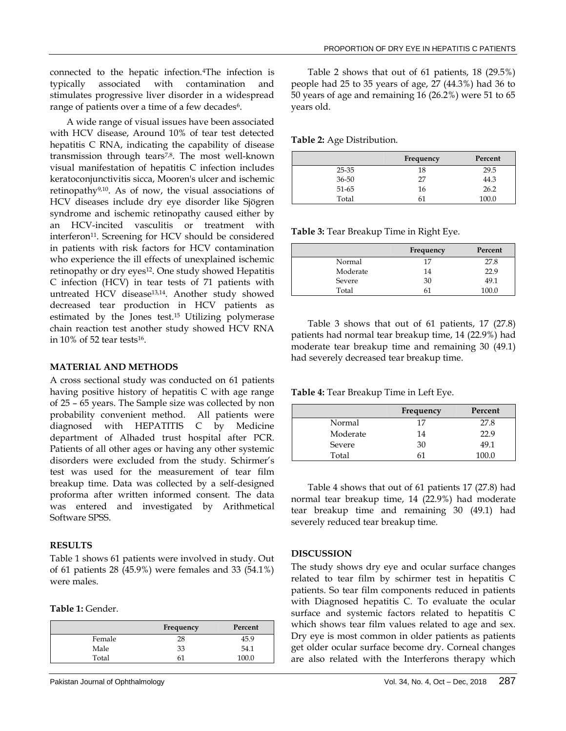connected to the hepatic infection.[4]The infection is typically associated with contamination and stimulates progressive liver disorder in a widespread range of patients over a time of a few decades[6].

A wide range of visual issues have been associated with HCV disease, Around 10% of tear test detected hepatitis C RNA, indicating the capability of disease transmission through tears[7,8]. The most well-known visual manifestation of hepatitis C infection includes keratoconjunctivitis sicca, Mooren's ulcer and ischemic retinopathy[9,10]. As of now, the visual associations of HCV diseases include dry eye disorder like Sjögren syndrome and ischemic retinopathy caused either by an HCV-incited vasculitis or treatment with interferon[11]. Screening for HCV should be considered in patients with risk factors for HCV contamination who experience the ill effects of unexplained ischemic retinopathy or dry eyes[12]. One study showed Hepatitis C infection (HCV) in tear tests of 71 patients with untreated HCV disease[13,14]. Another study showed decreased tear production in HCV patients as estimated by the Jones test.[15] Utilizing polymerase chain reaction test another study showed HCV RNA in 10% of 52 tear tests[16].

## MATERIAL AND METHODS

A cross sectional study was conducted on 61 patients having positive history of hepatitis C with age range of 25 – 65 years. The Sample size was collected by non probability convenient method. All patients were diagnosed with HEPATITIS C by Medicine department of Alhaded trust hospital after PCR. Patients of all other ages or having any other systemic disorders were excluded from the study. Schirmer's test was used for the measurement of tear film breakup time. Data was collected by a self-designed proforma after written informed consent. The data was entered and investigated by Arithmetical Software SPSS.

## RESULTS

Table 1 shows 61 patients were involved in study. Out of 61 patients 28 (45.9%) were females and 33 (54.1%) were males.

**Table 1:** Gender.

| | Frequency | Percent |
|---|---|---|
| Female | 28 | 45.9 |
| Male | 33 | 54.1 |
| Total | 61 | 100.0 |

Table 2 shows that out of 61 patients, 18 (29.5%) people had 25 to 35 years of age, 27 (44.3%) had 36 to 50 years of age and remaining 16 (26.2%) were 51 to 65 years old.

**Table 2:** Age Distribution.

| | Frequency | Percent |
|---|---|---|
| 25-35 | 18 | 29.5 |
| 36-50 | 27 | 44.3 |
| 51-65 | 16 | 26.2 |
| Total | 61 | 100.0 |

**Table 3:** Tear Breakup Time in Right Eye.

| | Frequency | Percent |
|---|---|---|
| Normal | 17 | 27.8 |
| Moderate | 14 | 22.9 |
| Severe | 30 | 49.1 |
| Total | 61 | 100.0 |

Table 3 shows that out of 61 patients, 17 (27.8) patients had normal tear breakup time, 14 (22.9%) had moderate tear breakup time and remaining 30 (49.1) had severely decreased tear breakup time.

**Table 4:** Tear Breakup Time in Left Eye.

| | Frequency | Percent |
|---|---|---|
| Normal | 17 | 27.8 |
| Moderate | 14 | 22.9 |
| Severe | 30 | 49.1 |
| Total | 61 | 100.0 |

Table 4 shows that out of 61 patients 17 (27.8) had normal tear breakup time, 14 (22.9%) had moderate tear breakup time and remaining 30 (49.1) had severely reduced tear breakup time.

## DISCUSSION

The study shows dry eye and ocular surface changes related to tear film by schirmer test in hepatitis C patients. So tear film components reduced in patients with Diagnosed hepatitis C. To evaluate the ocular surface and systemic factors related to hepatitis C which shows tear film values related to age and sex. Dry eye is most common in older patients as patients get older ocular surface become dry. Corneal changes are also related with the Interferons therapy which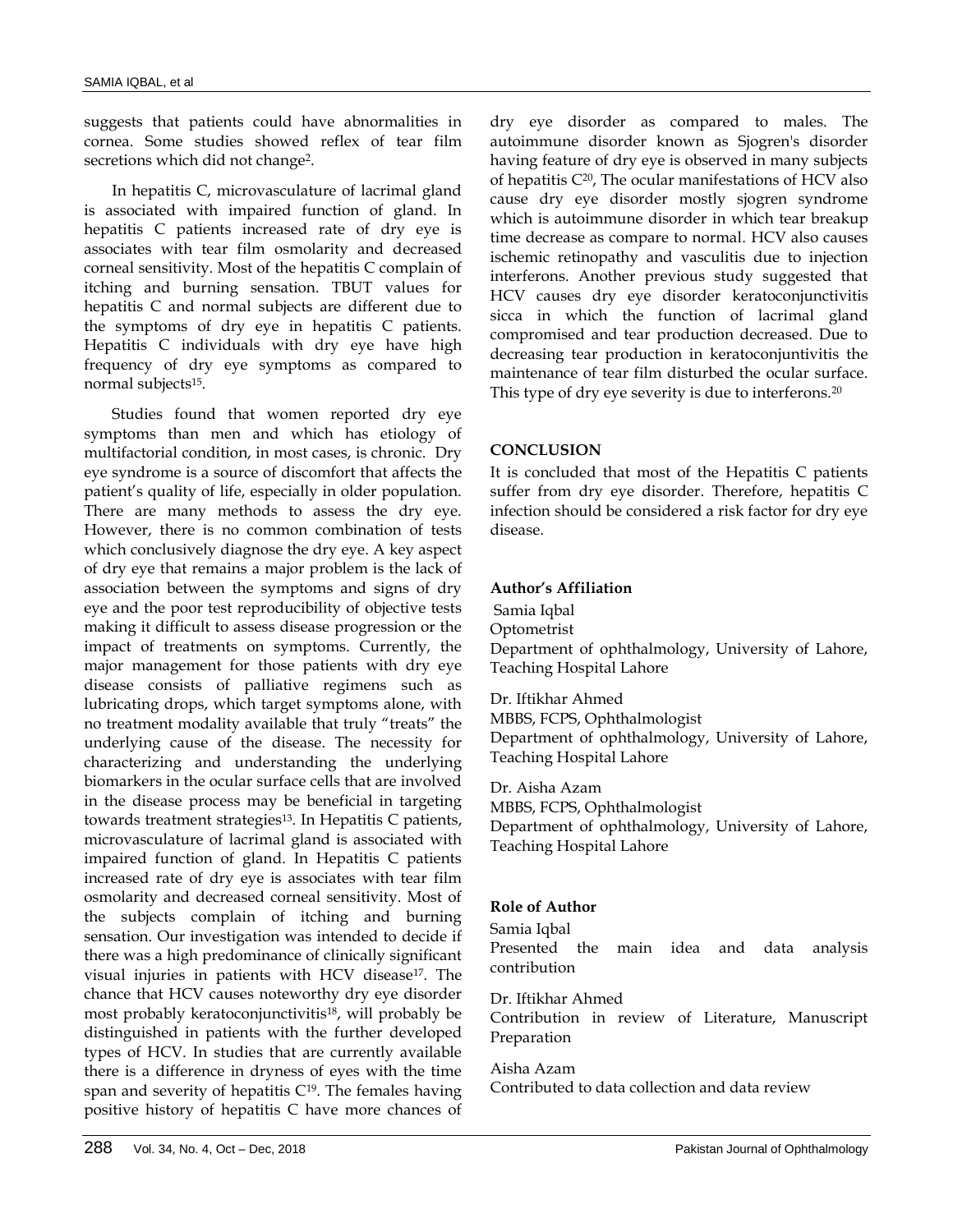suggests that patients could have abnormalities in cornea. Some studies showed reflex of tear film secretions which did not change[2].

In hepatitis C, microvasculature of lacrimal gland is associated with impaired function of gland. In hepatitis C patients increased rate of dry eye is associates with tear film osmolarity and decreased corneal sensitivity. Most of the hepatitis C complain of itching and burning sensation. TBUT values for hepatitis C and normal subjects are different due to the symptoms of dry eye in hepatitis C patients. Hepatitis C individuals with dry eye have high frequency of dry eye symptoms as compared to normal subjects[15].

Studies found that women reported dry eye symptoms than men and which has etiology of multifactorial condition, in most cases, is chronic. Dry eye syndrome is a source of discomfort that affects the patient's quality of life, especially in older population. There are many methods to assess the dry eye. However, there is no common combination of tests which conclusively diagnose the dry eye. A key aspect of dry eye that remains a major problem is the lack of association between the symptoms and signs of dry eye and the poor test reproducibility of objective tests making it difficult to assess disease progression or the impact of treatments on symptoms. Currently, the major management for those patients with dry eye disease consists of palliative regimens such as lubricating drops, which target symptoms alone, with no treatment modality available that truly "treats" the underlying cause of the disease. The necessity for characterizing and understanding the underlying biomarkers in the ocular surface cells that are involved in the disease process may be beneficial in targeting towards treatment strategies[13]. In Hepatitis C patients, microvasculature of lacrimal gland is associated with impaired function of gland. In Hepatitis C patients increased rate of dry eye is associates with tear film osmolarity and decreased corneal sensitivity. Most of the subjects complain of itching and burning sensation. Our investigation was intended to decide if there was a high predominance of clinically significant visual injuries in patients with HCV disease[17]. The chance that HCV causes noteworthy dry eye disorder most probably keratoconjunctivitis[18], will probably be distinguished in patients with the further developed types of HCV. In studies that are currently available there is a difference in dryness of eyes with the time span and severity of hepatitis C[19]. The females having positive history of hepatitis C have more chances of dry eye disorder as compared to males. The autoimmune disorder known as Sjogren's disorder having feature of dry eye is observed in many subjects of hepatitis C[20], The ocular manifestations of HCV also cause dry eye disorder mostly sjogren syndrome which is autoimmune disorder in which tear breakup time decrease as compare to normal. HCV also causes ischemic retinopathy and vasculitis due to injection interferons. Another previous study suggested that HCV causes dry eye disorder keratoconjunctivitis sicca in which the function of lacrimal gland compromised and tear production decreased. Due to decreasing tear production in keratoconjuntivitis the maintenance of tear film disturbed the ocular surface. This type of dry eye severity is due to interferons.[20]

## CONCLUSION

It is concluded that most of the Hepatitis C patients suffer from dry eye disorder. Therefore, hepatitis C infection should be considered a risk factor for dry eye disease.

### Author's Affiliation

Samia Iqbal
Optometrist
Department of ophthalmology, University of Lahore, Teaching Hospital Lahore

Dr. Iftikhar Ahmed
MBBS, FCPS, Ophthalmologist
Department of ophthalmology, University of Lahore, Teaching Hospital Lahore

Dr. Aisha Azam
MBBS, FCPS, Ophthalmologist
Department of ophthalmology, University of Lahore, Teaching Hospital Lahore

### Role of Author

Samia Iqbal
Presented the main idea and data analysis contribution

Dr. Iftikhar Ahmed
Contribution in review of Literature, Manuscript Preparation

Aisha Azam
Contributed to data collection and data review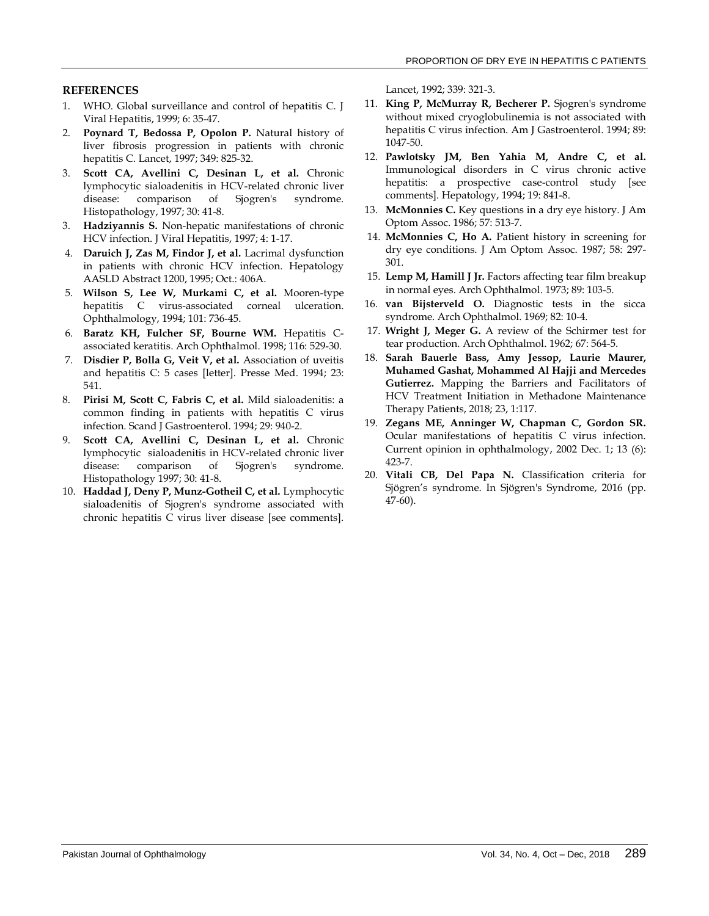## REFERENCES

1. WHO. Global surveillance and control of hepatitis C. J Viral Hepatitis, 1999; 6: 35-47.
2. **Poynard T, Bedossa P, Opolon P.** Natural history of liver fibrosis progression in patients with chronic hepatitis C. Lancet, 1997; 349: 825-32.
3. **Scott CA, Avellini C, Desinan L, et al.** Chronic lymphocytic sialoadenitis in HCV-related chronic liver disease: comparison of Sjogren's syndrome. Histopathology, 1997; 30: 41-8.
3. **Hadziyannis S.** Non-hepatic manifestations of chronic HCV infection. J Viral Hepatitis, 1997; 4: 1-17.
4. **Daruich J, Zas M, Findor J, et al.** Lacrimal dysfunction in patients with chronic HCV infection. Hepatology AASLD Abstract 1200, 1995; Oct.: 406A.
5. **Wilson S, Lee W, Murkami C, et al.** Mooren-type hepatitis C virus-associated corneal ulceration. Ophthalmology, 1994; 101: 736-45.
6. **Baratz KH, Fulcher SF, Bourne WM.** Hepatitis C-associated keratitis. Arch Ophthalmol. 1998; 116: 529-30.
7. **Disdier P, Bolla G, Veit V, et al.** Association of uveitis and hepatitis C: 5 cases [letter]. Presse Med. 1994; 23: 541.
8. **Pirisi M, Scott C, Fabris C, et al.** Mild sialoadenitis: a common finding in patients with hepatitis C virus infection. Scand J Gastroenterol. 1994; 29: 940-2.
9. **Scott CA, Avellini C, Desinan L, et al.** Chronic lymphocytic sialoadenitis in HCV-related chronic liver disease: comparison of Sjogren's syndrome. Histopathology 1997; 30: 41-8.
10. **Haddad J, Deny P, Munz-Gotheil C, et al.** Lymphocytic sialoadenitis of Sjogren's syndrome associated with chronic hepatitis C virus liver disease [see comments]. Lancet, 1992; 339: 321-3.
11. **King P, McMurray R, Becherer P.** Sjogren's syndrome without mixed cryoglobulinemia is not associated with hepatitis C virus infection. Am J Gastroenterol. 1994; 89: 1047-50.
12. **Pawlotsky JM, Ben Yahia M, Andre C, et al.** Immunological disorders in C virus chronic active hepatitis: a prospective case-control study [see comments]. Hepatology, 1994; 19: 841-8.
13. **McMonnies C.** Key questions in a dry eye history. J Am Optom Assoc. 1986; 57: 513-7.
14. **McMonnies C, Ho A.** Patient history in screening for dry eye conditions. J Am Optom Assoc. 1987; 58: 297-301.
15. **Lemp M, Hamill J Jr.** Factors affecting tear film breakup in normal eyes. Arch Ophthalmol. 1973; 89: 103-5.
16. **van Bijsterveld O.** Diagnostic tests in the sicca syndrome. Arch Ophthalmol. 1969; 82: 10-4.
17. **Wright J, Meger G.** A review of the Schirmer test for tear production. Arch Ophthalmol. 1962; 67: 564-5.
18. **Sarah Bauerle Bass, Amy Jessop, Laurie Maurer, Muhamed Gashat, Mohammed Al Hajji and Mercedes Gutierrez.** Mapping the Barriers and Facilitators of HCV Treatment Initiation in Methadone Maintenance Therapy Patients, 2018; 23, 1:117.
19. **Zegans ME, Anninger W, Chapman C, Gordon SR.** Ocular manifestations of hepatitis C virus infection. Current opinion in ophthalmology, 2002 Dec. 1; 13 (6): 423-7.
20. **Vitali CB, Del Papa N.** Classification criteria for Sjögren's syndrome. In Sjögren's Syndrome, 2016 (pp. 47-60).